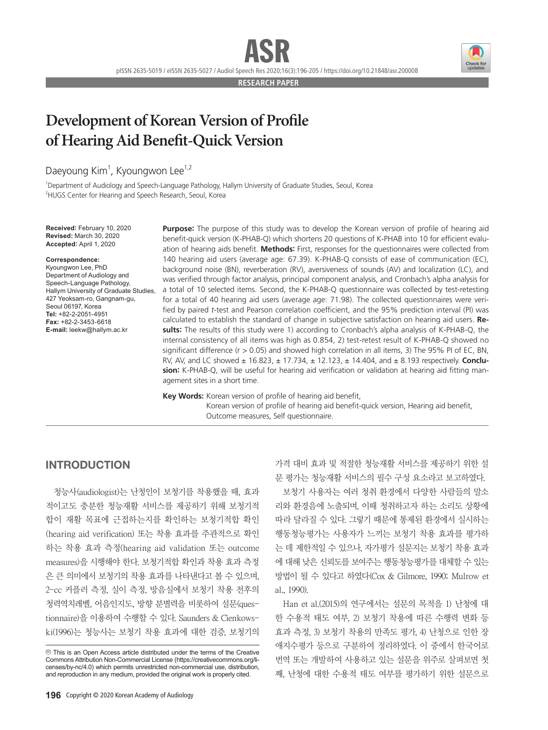RESEARCH PAPER

# Development of Korean Version of Profile of Hearing Aid Benefit-Quick Version

Daeyoung Kim[1], Kyoungwon Lee[1,2]

[1]Department of Audiology and Speech-Language Pathology, Hallym University of Graduate Studies, Seoul, Korea
[2]HUGS Center for Hearing and Speech Research, Seoul, Korea

**Received:** February 10, 2020
**Revised:** March 30, 2020
**Accepted:** April 1, 2020

**Correspondence:**
Kyoungwon Lee, PhD
Department of Audiology and Speech-Language Pathology, Hallym University of Graduate Studies, 427 Yeoksam-ro, Gangnam-gu, Seoul 06197, Korea
**Tel:** +82-2-2051-4951
**Fax:** +82-2-3453-6618
**E-mail:** leekw@hallym.ac.kr

**Purpose:** The purpose of this study was to develop the Korean version of profile of hearing aid benefit-quick version (K-PHAB-Q) which shortens 20 questions of K-PHAB into 10 for efficient evaluation of hearing aids benefit. **Methods:** First, responses for the questionnaires were collected from 140 hearing aid users (average age: 67.39). K-PHAB-Q consists of ease of communication (EC), background noise (BN), reverberation (RV), aversiveness of sounds (AV) and localization (LC), and was verified through factor analysis, principal component analysis, and Cronbach's alpha analysis for a total of 10 selected items. Second, the K-PHAB-Q questionnaire was collected by test-retesting for a total of 40 hearing aid users (average age: 71.98). The collected questionnaires were verified by paired *t*-test and Pearson correlation coefficient, and the 95% prediction interval (PI) was calculated to establish the standard of change in subjective satisfaction on hearing aid users. **Results:** The results of this study were 1) according to Cronbach's alpha analysis of K-PHAB-Q, the internal consistency of all items was high as 0.854, 2) test-retest result of K-PHAB-Q showed no significant difference (r > 0.05) and showed high correlation in all items, 3) The 95% PI of EC, BN, RV, AV, and LC showed ± 16.823, ± 17.734, ± 12.123, ± 14.404, and ± 8.193 respectively. **Conclusion:** K-PHAB-Q, will be useful for hearing aid verification or validation at hearing aid fitting management sites in a short time.

**Key Words:** Korean version of profile of hearing aid benefit, Korean version of profile of hearing aid benefit-quick version, Hearing aid benefit, Outcome measures, Self questionnaire.

## INTRODUCTION

청능사(audiologist)는 난청인이 보청기를 착용했을 때, 효과적이고도 충분한 청능재활 서비스를 제공하기 위해 보청기적합이 재활 목표에 근접하는지를 확인하는 보청기적합 확인(hearing aid verification) 또는 착용 효과를 주관적으로 확인하는 착용 효과 측정(hearing aid validation 또는 outcome measures)을 시행해야 한다. 보청기적합 확인과 착용 효과 측정은 큰 의미에서 보청기의 착용 효과를 나타낸다고 볼 수 있으며, 2-cc 커플러 측정, 실이 측정, 방음실에서 보청기 착용 전후의 청력역치레벨, 어음인지도, 방향 분별력을 비롯하여 설문(questionnaire)을 이용하여 수행할 수 있다. Saunders & Cienkowski(1996)는 청능사는 보청기 착용 효과에 대한 검증, 보청기의 가격 대비 효과 및 적절한 청능재활 서비스를 제공하기 위한 설문 평가는 청능재활 서비스의 필수 구성 요소라고 보고하였다.

보청기 사용자는 여러 청취 환경에서 다양한 사람들의 말소리와 환경음에 노출되며, 이때 청취하고자 하는 소리도 상황에 따라 달라질 수 있다. 그렇기 때문에 통제된 환경에서 실시하는 행동청능평가는 사용자가 느끼는 보청기 착용 효과를 평가하는 데 제한적일 수 있으나, 자가평가 설문지는 보청기 착용 효과에 대해 낮은 신뢰도를 보여주는 행동청능평가를 대체할 수 있는 방법이 될 수 있다고 하였다(Cox & Gilmore, 1990; Mulrow et al., 1990).

Han et al.(2015)의 연구에서는 설문의 목적을 1) 난청에 대한 수용적 태도 여부, 2) 보청기 착용에 따른 수행력 변화 등 효과 측정, 3) 보청기 착용의 만족도 평가, 4) 난청으로 인한 장애지수평가 등으로 구분하여 정리하였다. 이 중에서 한국어로 번역 또는 개발하여 사용하고 있는 설문을 위주로 살펴보면 첫째, 난청에 대한 수용적 태도 여부를 평가하기 위한 설문으로

This is an Open Access article distributed under the terms of the Creative Commons Attribution Non-Commercial License (https://creativecommons.org/licenses/by-nc/4.0) which permits unrestricted non-commercial use, distribution, and reproduction in any medium, provided the original work is properly cited.

Copyright © 2020 Korean Academy of Audiology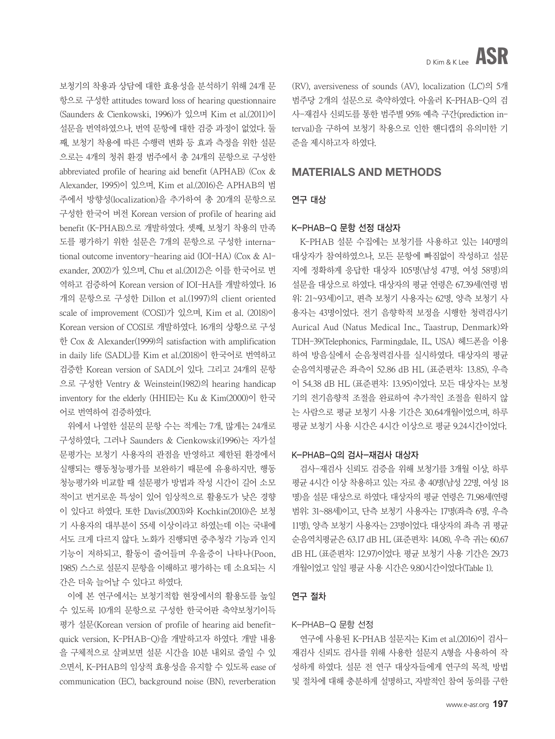보청기의 착용과 상담에 대한 효용성을 분석하기 위해 24개 문항으로 구성한 attitudes toward loss of hearing questionnaire (Saunders & Cienkowski, 1996)가 있으며 Kim et al.(2011)이 설문을 번역하였으나, 번역 문항에 대한 검증 과정이 없었다. 둘째, 보청기 착용에 따른 수행력 변화 등 효과 측정을 위한 설문으로는 4개의 청취 환경 범주에서 총 24개의 문항으로 구성한 abbreviated profile of hearing aid benefit (APHAB) (Cox & Alexander, 1995)이 있으며, Kim et al.(2016)은 APHAB의 범주에서 방향성(localization)을 추가하여 총 20개의 문항으로 구성한 한국어 버전 Korean version of profile of hearing aid benefit (K-PHAB)으로 개발하였다. 셋째, 보청기 착용의 만족도를 평가하기 위한 설문은 7개의 문항으로 구성한 international outcome inventory-hearing aid (IOI-HA) (Cox & Alexander, 2002)가 있으며, Chu et al.(2012)은 이를 한국어로 번역하고 검증하여 Korean version of IOI-HA를 개발하였다. 16개의 문항으로 구성한 Dillon et al.(1997)의 client oriented scale of improvement (COSI)가 있으며, Kim et al. (2018)이 Korean version of COSI로 개발하였다. 16개의 상황으로 구성한 Cox & Alexander(1999)의 satisfaction with amplification in daily life (SADL)를 Kim et al.(2018)이 한국어로 번역하고 검증한 Korean version of SADL이 있다. 그리고 24개의 문항으로 구성한 Ventry & Weinstein(1982)의 hearing handicap inventory for the elderly (HHIE)는 Ku & Kim(2000)이 한국어로 번역하여 검증하였다.

위에서 나열한 설문의 문항 수는 적게는 7개, 많게는 24개로 구성하였다, 그러나 Saunders & Cienkowski(1996)는 자가설문평가는 보청기 사용자의 관점을 반영하고 제한된 환경에서 실행되는 행동청능평가를 보완하기 때문에 유용하지만, 행동청능평가와 비교할 때 설문평가 방법과 작성 시간이 길어 소모적이고 번거로운 특성이 있어 임상적으로 활용도가 낮은 경향이 있다고 하였다. 또한 Davis(2003)와 Kochkin(2010)은 보청기 사용자의 대부분이 55세 이상이라고 하였는데 이는 국내에서도 크게 다르지 않다. 노화가 진행되면 중추청각 기능과 인지기능이 저하되고, 활동이 줄어들며 우울증이 나타나(Poon, 1985) 스스로 설문지 문항을 이해하고 평가하는 데 소요되는 시간은 더욱 늘어날 수 있다고 하였다.

이에 본 연구에서는 보청기적합 현장에서의 활용도를 높일 수 있도록 10개의 문항으로 구성한 한국어판 축약보청기이득평가 설문(Korean version of profile of hearing aid benefit-quick version, K-PHAB-Q)을 개발하고자 하였다. 개발 내용을 구체적으로 살펴보면 설문 시간을 10분 내외로 줄일 수 있으면서, K-PHAB의 임상적 효용성을 유지할 수 있도록 ease of communication (EC), background noise (BN), reverberation (RV), aversiveness of sounds (AV), localization (LC)의 5개 범주당 2개의 설문으로 축약하였다. 아울러 K-PHAB-Q의 검사-재검사 신뢰도를 통한 범주별 95% 예측 구간(prediction interval)을 구하여 보청기 착용으로 인한 핸디캡의 유의미한 기준을 제시하고자 하였다.

## MATERIALS AND METHODS

### 연구 대상

#### K-PHAB-Q 문항 선정 대상자

K-PHAB 설문 수집에는 보청기를 사용하고 있는 140명의 대상자가 참여하였으나, 모든 문항에 빠짐없이 작성하고 설문지에 정확하게 응답한 대상자 105명(남성 47명, 여성 58명)의 설문을 대상으로 하였다. 대상자의 평균 연령은 67.39세(연령 범위: 21~93세)이고, 편측 보청기 사용자는 62명, 양측 보청기 사용자는 43명이었다. 전기 음향학적 보정을 시행한 청력검사기 Aurical Aud (Natus Medical Inc., Taastrup, Denmark)와 TDH-39(Telephonics, Farmingdale, IL, USA) 헤드폰을 이용하여 방음실에서 순음청력검사를 실시하였다. 대상자의 평균 순음역치평균은 좌측이 52.86 dB HL (표준편차: 13.85), 우측이 54.38 dB HL (표준편차: 13.95)이었다. 모든 대상자는 보청기의 전기음향적 조절을 완료하여 추가적인 조절을 원하지 않는 사람으로 평균 보청기 사용 기간은 30.64개월이었으며, 하루 평균 보청기 사용 시간은 4시간 이상으로 평균 9.24시간이었다.

#### K-PHAB-Q의 검사-재검사 대상자

검사-재검사 신뢰도 검증을 위해 보청기를 3개월 이상, 하루 평균 4시간 이상 착용하고 있는 자로 총 40명(남성 22명, 여성 18명)을 설문 대상으로 하였다. 대상자의 평균 연령은 71.98세(연령 범위: 31~88세)이고, 단측 보청기 사용자는 17명(좌측 6명, 우측 11명), 양측 보청기 사용자는 23명이었다. 대상자의 좌측 귀 평균 순음역치평균은 63.17 dB HL (표준편차: 14.08), 우측 귀는 60.67 dB HL (표준편차: 12.97)이었다. 평균 보청기 사용 기간은 29.73개월이었고 일일 평균 사용 시간은 9.80시간이었다(Table 1).

### 연구 절차

#### K-PHAB-Q 문항 선정

연구에 사용된 K-PHAB 설문지는 Kim et al.(2016)이 검사-재검사 신뢰도 검사를 위해 사용한 설문지 A형을 사용하여 작성하게 하였다. 설문 전 연구 대상자들에게 연구의 목적, 방법 및 절차에 대해 충분하게 설명하고, 자발적인 참여 동의를 구한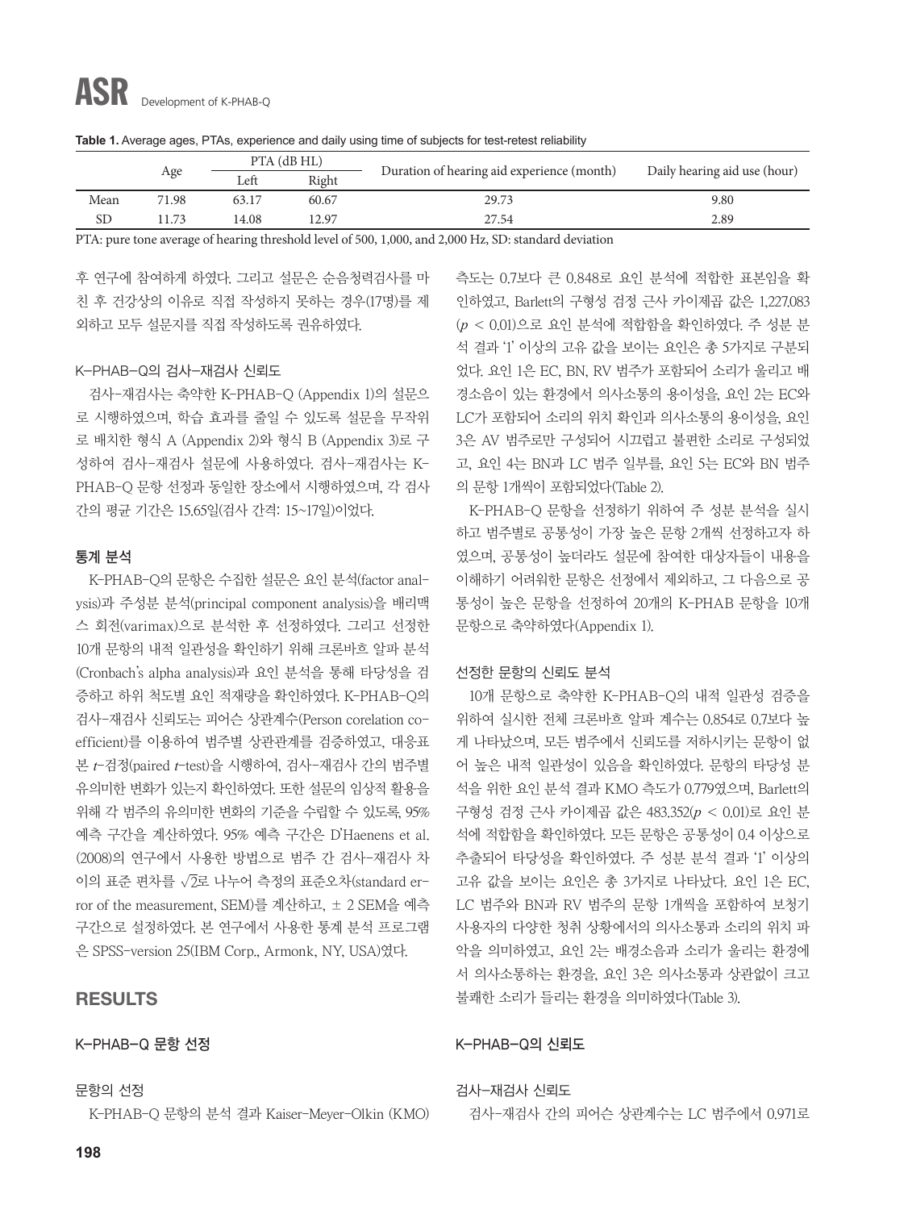**Table 1.** Average ages, PTAs, experience and daily using time of subjects for test-retest reliability

| | Age | PTA (dB HL) | | Duration of hearing aid experience (month) | Daily hearing aid use (hour) |
|---|---|---|---|---|---|
| | | Left | Right | | |
| Mean | 71.98 | 63.17 | 60.67 | 29.73 | 9.80 |
| SD | 11.73 | 14.08 | 12.97 | 27.54 | 2.89 |

PTA: pure tone average of hearing threshold level of 500, 1,000, and 2,000 Hz, SD: standard deviation

후 연구에 참여하게 하였다. 그리고 설문은 순음청력검사를 마친 후 건강상의 이유로 직접 작성하지 못하는 경우(17명)를 제외하고 모두 설문지를 직접 작성하도록 권유하였다.

### K-PHAB-Q의 검사-재검사 신뢰도

검사-재검사는 축약한 K-PHAB-Q (Appendix 1)의 설문으로 시행하였으며, 학습 효과를 줄일 수 있도록 설문을 무작위로 배치한 형식 A (Appendix 2)와 형식 B (Appendix 3)로 구성하여 검사-재검사 설문에 사용하였다. 검사-재검사는 K-PHAB-Q 문항 선정과 동일한 장소에서 시행하였으며, 각 검사 간의 평균 기간은 15.65일(검사 간격: 15~17일)이었다.

### 통계 분석

K-PHAB-Q의 문항은 수집한 설문은 요인 분석(factor analysis)과 주성분 분석(principal component analysis)을 배리맥스 회전(varimax)으로 분석한 후 선정하였다. 그리고 선정한 10개 문항의 내적 일관성을 확인하기 위해 크론바흐 알파 분석(Cronbach's alpha analysis)과 요인 분석을 통해 타당성을 검증하고 하위 척도별 요인 적재량을 확인하였다. K-PHAB-Q의 검사-재검사 신뢰도는 피어슨 상관계수(Person corelation coefficient)를 이용하여 범주별 상관관계를 검증하였고, 대응표본 $t$-검정(paired $t$-test)을 시행하여, 검사-재검사 간의 범주별 유의미한 변화가 있는지 확인하였다. 또한 설문의 임상적 활용을 위해 각 범주의 유의미한 변화의 기준을 수립할 수 있도록, 95% 예측 구간을 계산하였다. 95% 예측 구간은 D'Haenens et al. (2008)의 연구에서 사용한 방법으로 범주 간 검사-재검사 차이의 표준 편차를 $\sqrt{2}$로 나누어 측정의 표준오차(standard error of the measurement, SEM)를 계산하고, ± 2 SEM을 예측 구간으로 설정하였다. 본 연구에서 사용한 통계 분석 프로그램은 SPSS-version 25(IBM Corp., Armonk, NY, USA)였다.

## RESULTS

### K-PHAB-Q 문항 선정

#### 문항의 선정

K-PHAB-Q 문항의 분석 결과 Kaiser-Meyer-Olkin (KMO) 측도는 0.7보다 큰 0.848로 요인 분석에 적합한 표본임을 확인하였고, Barlett의 구형성 검정 근사 카이제곱 값은 1,227.083 ($p$ < 0.01)으로 요인 분석에 적합함을 확인하였다. 주 성분 분석 결과 '1' 이상의 고유 값을 보이는 요인은 총 5가지로 구분되었다. 요인 1은 EC, BN, RV 범주가 포함되어 소리가 울리고 배경소음이 있는 환경에서 의사소통의 용이성을, 요인 2는 EC와 LC가 포함되어 소리의 위치 확인과 의사소통의 용이성을, 요인 3은 AV 범주로만 구성되어 시끄럽고 불편한 소리로 구성되었고, 요인 4는 BN과 LC 범주 일부를, 요인 5는 EC와 BN 범주의 문항 1개씩이 포함되었다(Table 2).

K-PHAB-Q 문항을 선정하기 위하여 주 성분 분석을 실시하고 범주별로 공통성이 가장 높은 문항 2개씩 선정하고자 하였으며, 공통성이 높더라도 설문에 참여한 대상자들이 내용을 이해하기 어려워한 문항은 선정에서 제외하고, 그 다음으로 공통성이 높은 문항을 선정하여 20개의 K-PHAB 문항을 10개 문항으로 축약하였다(Appendix 1).

#### 선정한 문항의 신뢰도 분석

10개 문항으로 축약한 K-PHAB-Q의 내적 일관성 검증을 위하여 실시한 전체 크론바흐 알파 계수는 0.854로 0.7보다 높게 나타났으며, 모든 범주에서 신뢰도를 저하시키는 문항이 없어 높은 내적 일관성이 있음을 확인하였다. 문항의 타당성 분석을 위한 요인 분석 결과 KMO 측도가 0.779였으며, Barlett의 구형성 검정 근사 카이제곱 값은 483.352($p$ < 0.01)로 요인 분석에 적합함을 확인하였다. 모든 문항은 공통성이 0.4 이상으로 추출되어 타당성을 확인하였다. 주 성분 분석 결과 '1' 이상의 고유 값을 보이는 요인은 총 3가지로 나타났다. 요인 1은 EC, LC 범주와 BN과 RV 범주의 문항 1개씩을 포함하여 보청기 사용자의 다양한 청취 상황에서의 의사소통과 소리의 위치 파악을 의미하였고, 요인 2는 배경소음과 소리가 울리는 환경에서 의사소통하는 환경을, 요인 3은 의사소통과 상관없이 크고 불쾌한 소리가 들리는 환경을 의미하였다(Table 3).

### K-PHAB-Q의 신뢰도

#### 검사-재검사 신뢰도

검사-재검사 간의 피어슨 상관계수는 LC 범주에서 0.971로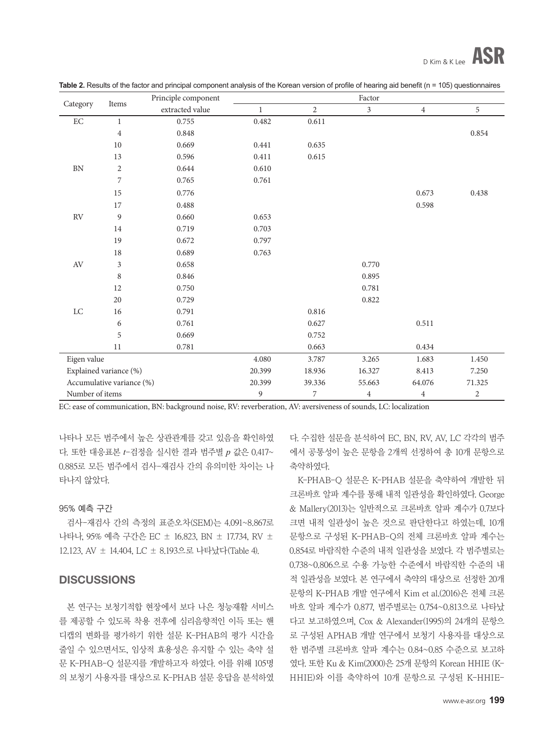**Table 2.** Results of the factor and principal component analysis of the Korean version of profile of hearing aid benefit (n = 105) questionnaires

| Category | Items | Principle component extracted value | Factor | | | | |
|---|---|---|---|---|---|---|---|
| | | | 1 | 2 | 3 | 4 | 5 |
| EC | 1 | 0.755 | 0.482 | 0.611 | | | |
| | 4 | 0.848 | | | | | 0.854 |
| | 10 | 0.669 | 0.441 | 0.635 | | | |
| | 13 | 0.596 | 0.411 | 0.615 | | | |
| BN | 2 | 0.644 | 0.610 | | | | |
| | 7 | 0.765 | 0.761 | | | | |
| | 15 | 0.776 | | | | 0.673 | 0.438 |
| | 17 | 0.488 | | | | 0.598 | |
| RV | 9 | 0.660 | 0.653 | | | | |
| | 14 | 0.719 | 0.703 | | | | |
| | 19 | 0.672 | 0.797 | | | | |
| | 18 | 0.689 | 0.763 | | | | |
| AV | 3 | 0.658 | | | 0.770 | | |
| | 8 | 0.846 | | | 0.895 | | |
| | 12 | 0.750 | | | 0.781 | | |
| | 20 | 0.729 | | | 0.822 | | |
| LC | 16 | 0.791 | | 0.816 | | | |
| | 6 | 0.761 | | 0.627 | | 0.511 | |
| | 5 | 0.669 | | 0.752 | | | |
| | 11 | 0.781 | | 0.663 | | 0.434 | |
| Eigen value | | | 4.080 | 3.787 | 3.265 | 1.683 | 1.450 |
| Explained variance (%) | | | 20.399 | 18.936 | 16.327 | 8.413 | 7.250 |
| Accumulative variance (%) | | | 20.399 | 39.336 | 55.663 | 64.076 | 71.325 |
| Number of items | | | 9 | 7 | 4 | 4 | 2 |

EC: ease of communication, BN: background noise, RV: reverberation, AV: aversiveness of sounds, LC: localization

나타나 모든 범주에서 높은 상관관계를 갖고 있음을 확인하였다. 또한 대응표본 $t$-검정을 실시한 결과 범주별 $p$ 값은 0.417~0.885로 모든 범주에서 검사-재검사 간의 유의미한 차이는 나타나지 않았다.

### 95% 예측 구간

검사-재검사 간의 측정의 표준오차(SEM)는 4.091~8.867로 나타나, 95% 예측 구간은 EC ± 16.823, BN ± 17.734, RV ± 12.123, AV ± 14.404, LC ± 8.193으로 나타났다(Table 4).

## DISCUSSIONS

본 연구는 보청기적합 현장에서 보다 나은 청능재활 서비스를 제공할 수 있도록 착용 전후에 심리음향적인 이득 또는 핸디캡의 변화를 평가하기 위한 설문 K-PHAB의 평가 시간을 줄일 수 있으면서도, 임상적 효용성은 유지할 수 있는 축약 설문 K-PHAB-Q 설문지를 개발하고자 하였다. 이를 위해 105명의 보청기 사용자를 대상으로 K-PHAB 설문 응답을 분석하였다. 수집한 설문을 분석하여 EC, BN, RV, AV, LC 각각의 범주에서 공통성이 높은 문항을 2개씩 선정하여 총 10개 문항으로 축약하였다.

K-PHAB-Q 설문은 K-PHAB 설문을 축약하여 개발한 뒤 크론바흐 알파 계수를 통해 내적 일관성을 확인하였다. George & Mallery(2013)는 일반적으로 크론바흐 알파 계수가 0.7보다 크면 내적 일관성이 높은 것으로 판단한다고 하였는데, 10개 문항으로 구성된 K-PHAB-Q의 전체 크론바흐 알파 계수는 0.854로 바람직한 수준의 내적 일관성을 보였다. 각 범주별로는 0.738~0.806으로 수용 가능한 수준에서 바람직한 수준의 내적 일관성을 보였다. 본 연구에서 축약의 대상으로 선정한 20개 문항의 K-PHAB 개발 연구에서 Kim et al.(2016)은 전체 크론바흐 알파 계수가 0.877, 범주별로는 0.754~0.813으로 나타났다고 보고하였으며, Cox & Alexander(1995)의 24개의 문항으로 구성된 APHAB 개발 연구에서 보청기 사용자를 대상으로 한 범주별 크론바흐 알파 계수는 0.84~0.85 수준으로 보고하였다. 또한 Ku & Kim(2000)은 25개 문항의 Korean HHIE (K-HHIE)와 이를 축약하여 10개 문항으로 구성된 K-HHIE-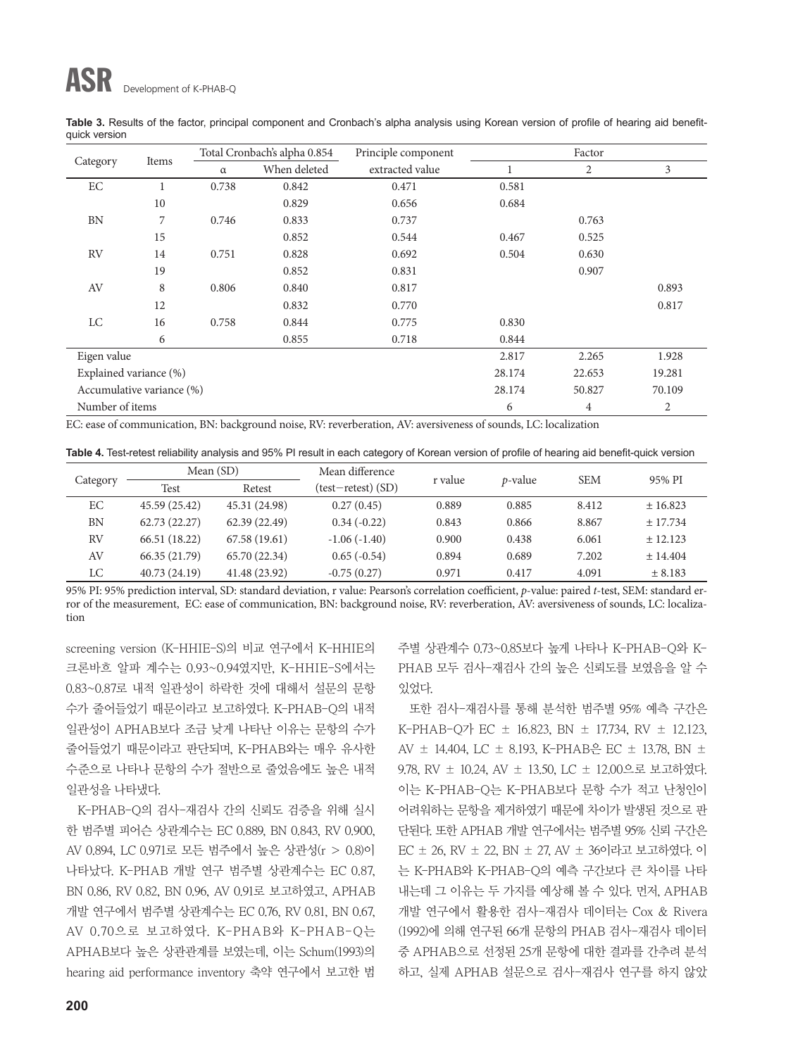**Table 3.** Results of the factor, principal component and Cronbach's alpha analysis using Korean version of profile of hearing aid benefit-quick version

| Category | Items | Total Cronbach's alpha 0.854 | | Principle component | Factor | | |
|---|---|---|---|---|---|---|---|
| | | α | When deleted | extracted value | 1 | 2 | 3 |
| EC | 1 | 0.738 | 0.842 | 0.471 | 0.581 | | |
| | 10 | | 0.829 | 0.656 | 0.684 | | |
| BN | 7 | 0.746 | 0.833 | 0.737 | | 0.763 | |
| | 15 | | 0.852 | 0.544 | 0.467 | 0.525 | |
| RV | 14 | 0.751 | 0.828 | 0.692 | 0.504 | 0.630 | |
| | 19 | | 0.852 | 0.831 | | 0.907 | |
| AV | 8 | 0.806 | 0.840 | 0.817 | | | 0.893 |
| | 12 | | 0.832 | 0.770 | | | 0.817 |
| LC | 16 | 0.758 | 0.844 | 0.775 | 0.830 | | |
| | 6 | | 0.855 | 0.718 | 0.844 | | |
| Eigen value | | | | | 2.817 | 2.265 | 1.928 |
| Explained variance (%) | | | | | 28.174 | 22.653 | 19.281 |
| Accumulative variance (%) | | | | | 28.174 | 50.827 | 70.109 |
| Number of items | | | | | 6 | 4 | 2 |

EC: ease of communication, BN: background noise, RV: reverberation, AV: aversiveness of sounds, LC: localization

**Table 4.** Test-retest reliability analysis and 95% PI result in each category of Korean version of profile of hearing aid benefit-quick version

| Category | Mean (SD) | | Mean difference | r value | *p*-value | SEM | 95% PI |
|---|---|---|---|---|---|---|---|
| | Test | Retest | (test−retest) (SD) | | | | |
| EC | 45.59 (25.42) | 45.31 (24.98) | 0.27 (0.45) | 0.889 | 0.885 | 8.412 | ± 16.823 |
| BN | 62.73 (22.27) | 62.39 (22.49) | 0.34 (-0.22) | 0.843 | 0.866 | 8.867 | ± 17.734 |
| RV | 66.51 (18.22) | 67.58 (19.61) | -1.06 (-1.40) | 0.900 | 0.438 | 6.061 | ± 12.123 |
| AV | 66.35 (21.79) | 65.70 (22.34) | 0.65 (-0.54) | 0.894 | 0.689 | 7.202 | ± 14.404 |
| LC | 40.73 (24.19) | 41.48 (23.92) | -0.75 (0.27) | 0.971 | 0.417 | 4.091 | ± 8.183 |

95% PI: 95% prediction interval, SD: standard deviation, r value: Pearson's correlation coefficient, *p*-value: paired *t*-test, SEM: standard error of the measurement, EC: ease of communication, BN: background noise, RV: reverberation, AV: aversiveness of sounds, LC: localization

screening version (K-HHIE-S)의 비교 연구에서 K-HHIE의 크론바흐 알파 계수는 0.93~0.94였지만, K-HHIE-S에서는 0.83~0.87로 내적 일관성이 하락한 것에 대해서 설문의 문항 수가 줄어들었기 때문이라고 보고하였다. K-PHAB-Q의 내적 일관성이 APHAB보다 조금 낮게 나타난 이유는 문항의 수가 줄어들었기 때문이라고 판단되며, K-PHAB와는 매우 유사한 수준으로 나타나 문항의 수가 절반으로 줄었음에도 높은 내적 일관성을 나타냈다.

K-PHAB-Q의 검사-재검사 간의 신뢰도 검증을 위해 실시한 범주별 피어슨 상관계수는 EC 0.889, BN 0.843, RV 0.900, AV 0.894, LC 0.971로 모든 범주에서 높은 상관성(r > 0.8)이 나타났다. K-PHAB 개발 연구 범주별 상관계수는 EC 0.87, BN 0.86, RV 0.82, BN 0.96, AV 0.91로 보고하였고, APHAB 개발 연구에서 범주별 상관계수는 EC 0.76, RV 0.81, BN 0.67, AV 0.70으로 보고하였다. K-PHAB와 K-PHAB-Q는 APHAB보다 높은 상관관계를 보였는데, 이는 Schum(1993)의 hearing aid performance inventory 축약 연구에서 보고한 범주별 상관계수 0.73~0.85보다 높게 나타나 K-PHAB-Q와 K-PHAB 모두 검사-재검사 간의 높은 신뢰도를 보였음을 알 수 있었다.

또한 검사-재검사를 통해 분석한 범주별 95% 예측 구간은 K-PHAB-Q가 EC ± 16.823, BN ± 17.734, RV ± 12.123, AV ± 14.404, LC ± 8.193, K-PHAB은 EC ± 13.78, BN ± 9.78, RV ± 10.24, AV ± 13.50, LC ± 12.00으로 보고하였다. 이는 K-PHAB-Q는 K-PHAB보다 문항 수가 적고 난청인이 어려워하는 문항을 제거하였기 때문에 차이가 발생된 것으로 판단된다. 또한 APHAB 개발 연구에서는 범주별 95% 신뢰 구간은 EC ± 26, RV ± 22, BN ± 27, AV ± 36이라고 보고하였다. 이는 K-PHAB와 K-PHAB-Q의 예측 구간보다 큰 차이를 나타내는데 그 이유는 두 가지를 예상해 볼 수 있다. 먼저, APHAB 개발 연구에서 활용한 검사-재검사 데이터는 Cox & Rivera (1992)에 의해 연구된 66개 문항의 PHAB 검사-재검사 데이터 중 APHAB으로 선정된 25개 문항에 대한 결과를 간추려 분석하고, 실제 APHAB 설문으로 검사-재검사 연구를 하지 않았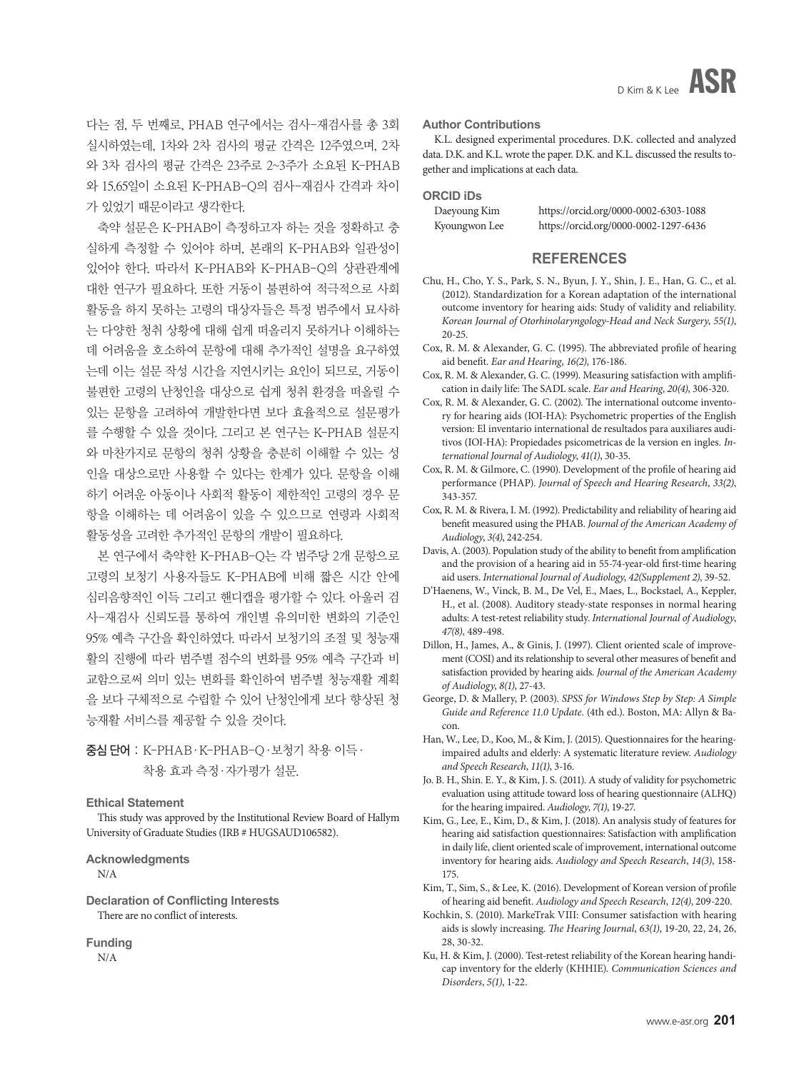다는 점, 두 번째로, PHAB 연구에서는 검사-재검사를 총 3회 실시하였는데, 1차와 2차 검사의 평균 간격은 12주였으며, 2차와 3차 검사의 평균 간격은 23주로 2~3주가 소요된 K-PHAB와 15.65일이 소요된 K-PHAB-Q의 검사-재검사 간격과 차이가 있었기 때문이라고 생각한다.

축약 설문은 K-PHAB이 측정하고자 하는 것을 정확하고 충실하게 측정할 수 있어야 하며, 본래의 K-PHAB와 일관성이 있어야 한다. 따라서 K-PHAB와 K-PHAB-Q의 상관관계에 대한 연구가 필요하다. 또한 거동이 불편하여 적극적으로 사회활동을 하지 못하는 고령의 대상자들은 특정 범주에서 묘사하는 다양한 청취 상황에 대해 쉽게 떠올리지 못하거나 이해하는데 어려움을 호소하여 문항에 대해 추가적인 설명을 요구하였는데 이는 설문 작성 시간을 지연시키는 요인이 되므로, 거동이 불편한 고령의 난청인을 대상으로 쉽게 청취 환경을 떠올릴 수 있는 문항을 고려하여 개발한다면 보다 효율적으로 설문평가를 수행할 수 있을 것이다. 그리고 본 연구는 K-PHAB 설문지와 마찬가지로 문항의 청취 상황을 충분히 이해할 수 있는 성인을 대상으로만 사용할 수 있다는 한계가 있다. 문항을 이해하기 어려운 아동이나 사회적 활동이 제한적인 고령의 경우 문항을 이해하는 데 어려움이 있을 수 있으므로 연령과 사회적 활동성을 고려한 추가적인 문항의 개발이 필요하다.

본 연구에서 축약한 K-PHAB-Q는 각 범주당 2개 문항으로 고령의 보청기 사용자들도 K-PHAB에 비해 짧은 시간 안에 심리음향적인 이득 그리고 핸디캡을 평가할 수 있다. 아울러 검사-재검사 신뢰도를 통하여 개인별 유의미한 변화의 기준인 95% 예측 구간을 확인하였다. 따라서 보청기의 조절 및 청능재활의 진행에 따라 범주별 점수의 변화를 95% 예측 구간과 비교함으로써 의미 있는 변화를 확인하여 범주별 청능재활 계획을 보다 구체적으로 수립할 수 있어 난청인에게 보다 향상된 청능재활 서비스를 제공할 수 있을 것이다.

**중심 단어**: K-PHAB · K-PHAB-Q · 보청기 착용 이득 · 착용 효과 측정 · 자가평가 설문.

#### Ethical Statement

This study was approved by the Institutional Review Board of Hallym University of Graduate Studies (IRB # HUGSAUD106582).

#### Acknowledgments

N/A

#### Declaration of Conflicting Interests

There are no conflict of interests.

#### Funding

N/A

#### Author Contributions

K.L. designed experimental procedures. D.K. collected and analyzed data. D.K. and K.L. wrote the paper. D.K. and K.L. discussed the results together and implications at each data.

#### ORCID iDs

Daeyoung Kim https://orcid.org/0000-0002-6303-1088
Kyoungwon Lee https://orcid.org/0000-0002-1297-6436

## REFERENCES

Chu, H., Cho, Y. S., Park, S. N., Byun, J. Y., Shin, J. E., Han, G. C., et al. (2012). Standardization for a Korean adaptation of the international outcome inventory for hearing aids: Study of validity and reliability. *Korean Journal of Otorhinolaryngology-Head and Neck Surgery*, *55(1)*, 20-25.

Cox, R. M. & Alexander, G. C. (1995). The abbreviated profile of hearing aid benefit. *Ear and Hearing*, *16(2)*, 176-186.

Cox, R. M. & Alexander, G. C. (1999). Measuring satisfaction with amplification in daily life: The SADL scale. *Ear and Hearing*, *20(4)*, 306-320.

Cox, R. M. & Alexander, G. C. (2002). The international outcome inventory for hearing aids (IOI-HA): Psychometric properties of the English version: El inventario international de resultados para auxiliares auditivos (IOI-HA): Propiedades psicometricas de la version en ingles. *International Journal of Audiology*, *41(1)*, 30-35.

Cox, R. M. & Gilmore, C. (1990). Development of the profile of hearing aid performance (PHAP). *Journal of Speech and Hearing Research*, *33(2)*, 343-357.

Cox, R. M. & Rivera, I. M. (1992). Predictability and reliability of hearing aid benefit measured using the PHAB. *Journal of the American Academy of Audiology*, *3(4)*, 242-254.

Davis, A. (2003). Population study of the ability to benefit from amplification and the provision of a hearing aid in 55-74-year-old first-time hearing aid users. *International Journal of Audiology*, *42(Supplement 2)*, 39-52.

D'Haenens, W., Vinck, B. M., De Vel, E., Maes, L., Bockstael, A., Keppler, H., et al. (2008). Auditory steady-state responses in normal hearing adults: A test-retest reliability study. *International Journal of Audiology*, *47(8)*, 489-498.

Dillon, H., James, A., & Ginis, J. (1997). Client oriented scale of improvement (COSI) and its relationship to several other measures of benefit and satisfaction provided by hearing aids. *Journal of the American Academy of Audiology*, *8(1)*, 27-43.

George, D. & Mallery, P. (2003). *SPSS for Windows Step by Step: A Simple Guide and Reference 11.0 Update*. (4th ed.). Boston, MA: Allyn & Bacon.

Han, W., Lee, D., Koo, M., & Kim, J. (2015). Questionnaires for the hearing-impaired adults and elderly: A systematic literature review. *Audiology and Speech Research*, *11(1)*, 3-16.

Jo. B. H., Shin. E. Y., & Kim, J. S. (2011). A study of validity for psychometric evaluation using attitude toward loss of hearing questionnaire (ALHQ) for the hearing impaired. *Audiology*, *7(1)*, 19-27.

Kim, G., Lee, E., Kim, D., & Kim, J. (2018). An analysis study of features for hearing aid satisfaction questionnaires: Satisfaction with amplification in daily life, client oriented scale of improvement, international outcome inventory for hearing aids. *Audiology and Speech Research*, *14(3)*, 158-175.

Kim, T., Sim, S., & Lee, K. (2016). Development of Korean version of profile of hearing aid benefit. *Audiology and Speech Research*, *12(4)*, 209-220.

Kochkin, S. (2010). MarkeTrak VIII: Consumer satisfaction with hearing aids is slowly increasing. *The Hearing Journal*, *63(1)*, 19-20, 22, 24, 26, 28, 30-32.

Ku, H. & Kim, J. (2000). Test-retest reliability of the Korean hearing handicap inventory for the elderly (KHHIE). *Communication Sciences and Disorders*, *5(1)*, 1-22.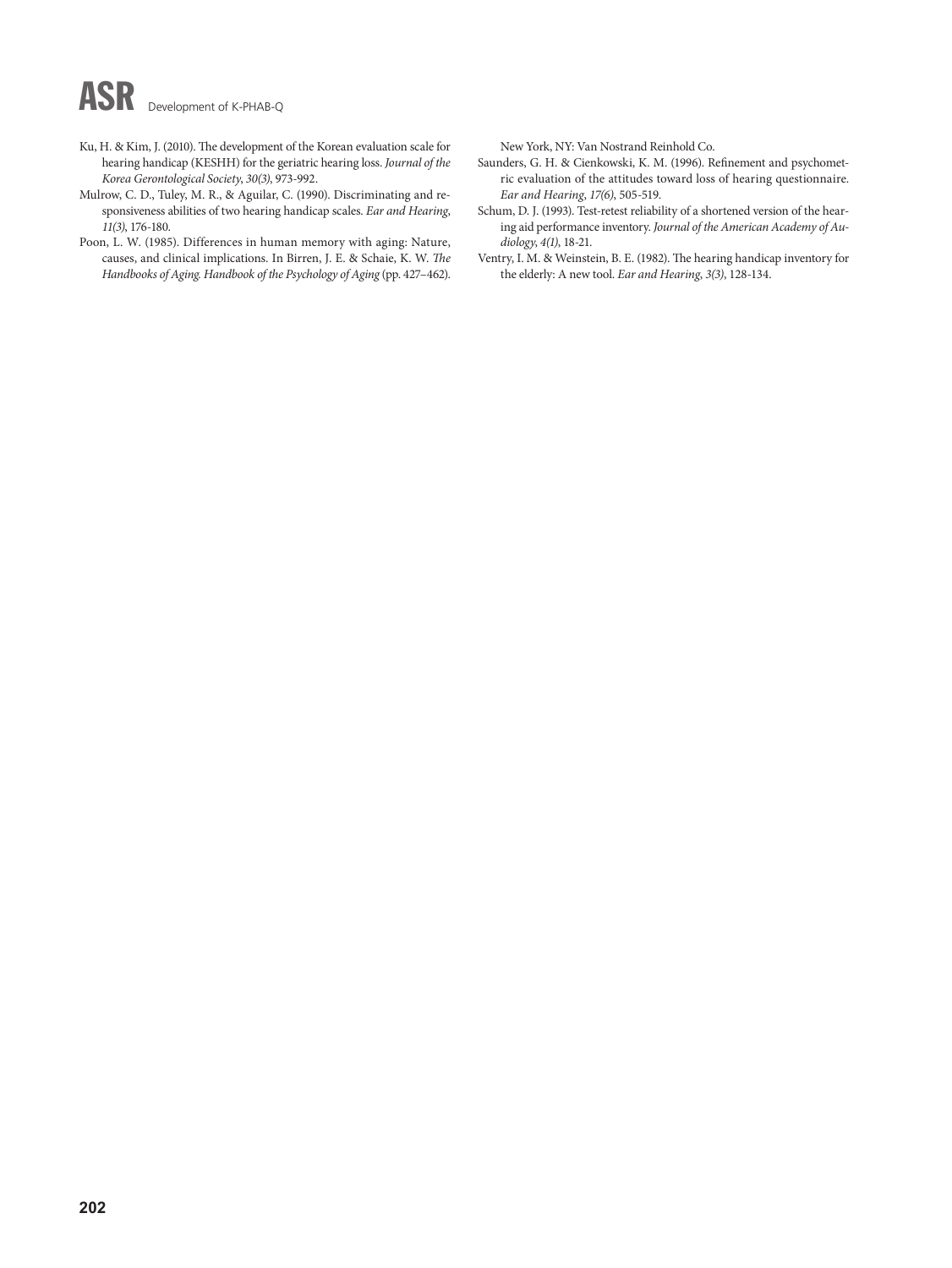Ku, H. & Kim, J. (2010). The development of the Korean evaluation scale for hearing handicap (KESHH) for the geriatric hearing loss. *Journal of the Korea Gerontological Society*, *30(3)*, 973-992.

Mulrow, C. D., Tuley, M. R., & Aguilar, C. (1990). Discriminating and responsiveness abilities of two hearing handicap scales. *Ear and Hearing*, *11(3)*, 176-180.

Poon, L. W. (1985). Differences in human memory with aging: Nature, causes, and clinical implications. In Birren, J. E. & Schaie, K. W. *The Handbooks of Aging. Handbook of the Psychology of Aging* (pp. 427–462). New York, NY: Van Nostrand Reinhold Co.

Saunders, G. H. & Cienkowski, K. M. (1996). Refinement and psychometric evaluation of the attitudes toward loss of hearing questionnaire. *Ear and Hearing*, *17(6)*, 505-519.

Schum, D. J. (1993). Test-retest reliability of a shortened version of the hearing aid performance inventory. *Journal of the American Academy of Audiology*, *4(1)*, 18-21.

Ventry, I. M. & Weinstein, B. E. (1982). The hearing handicap inventory for the elderly: A new tool. *Ear and Hearing*, *3(3)*, 128-134.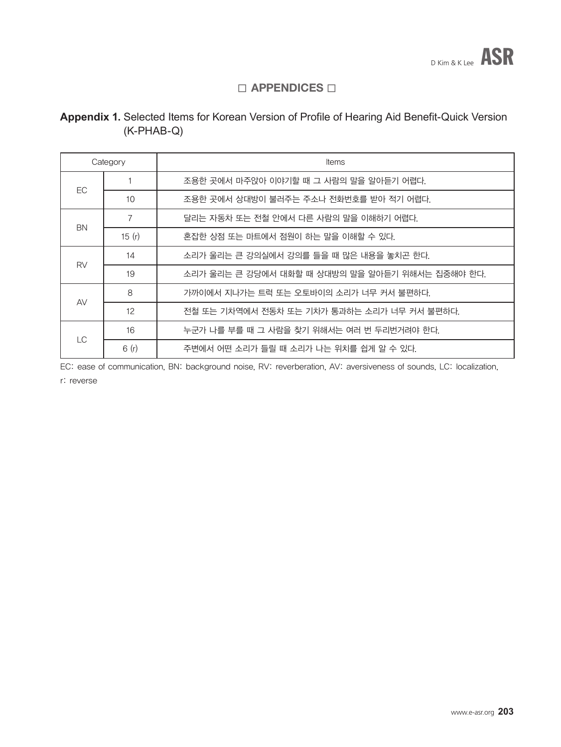## □ APPENDICES □

**Appendix 1.** Selected Items for Korean Version of Profile of Hearing Aid Benefit-Quick Version (K-PHAB-Q)

| Category | | Items |
|---|---|---|
| EC | 1 | 조용한 곳에서 마주앉아 이야기할 때 그 사람의 말을 알아듣기 어렵다. |
| | 10 | 조용한 곳에서 상대방이 불러주는 주소나 전화번호를 받아 적기 어렵다. |
| BN | 7 | 달리는 자동차 또는 전철 안에서 다른 사람의 말을 이해하기 어렵다. |
| | 15 (r) | 혼잡한 상점 또는 마트에서 점원이 하는 말을 이해할 수 있다. |
| RV | 14 | 소리가 울리는 큰 강의실에서 강의를 들을 때 많은 내용을 놓치곤 한다. |
| | 19 | 소리가 울리는 큰 강당에서 대화할 때 상대방의 말을 알아듣기 위해서는 집중해야 한다. |
| AV | 8 | 가까이에서 지나가는 트럭 또는 오토바이의 소리가 너무 커서 불편하다. |
| | 12 | 전철 또는 기차역에서 전동차 또는 기차가 통과하는 소리가 너무 커서 불편하다. |
| LC | 16 | 누군가 나를 부를 때 그 사람을 찾기 위해서는 여러 번 두리번거려야 한다. |
| | 6 (r) | 주변에서 어떤 소리가 들릴 때 소리가 나는 위치를 쉽게 알 수 있다. |

EC: ease of communication, BN: background noise, RV: reverberation, AV: aversiveness of sounds, LC: localization, r: reverse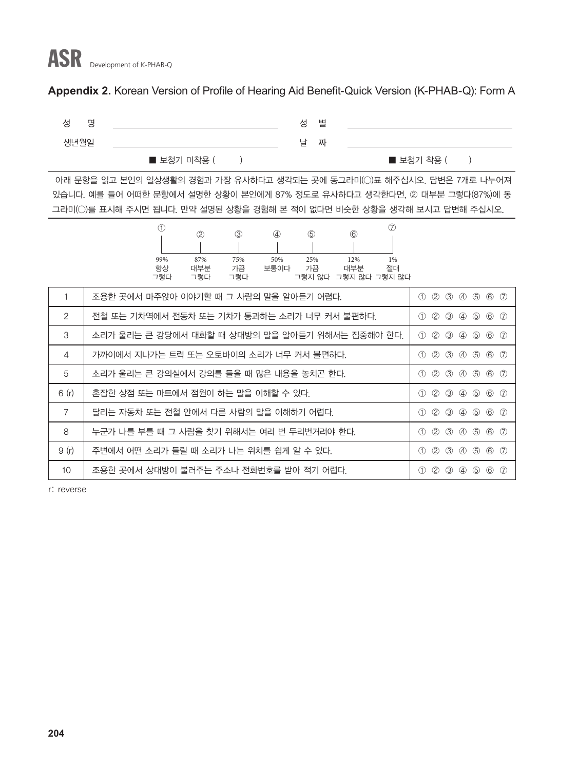**Appendix 2.** Korean Version of Profile of Hearing Aid Benefit-Quick Version (K-PHAB-Q): Form A

| 성 명 | | 성 별 | |
|---|---|---|---|
| 생년월일 | | 날 짜 | |
| | ■ 보청기 미착용 ( ) | | ■ 보청기 착용 ( ) |

아래 문항을 읽고 본인의 일상생활의 경험과 가장 유사하다고 생각되는 곳에 동그라미(◯)표 해주십시오. 답변은 7개로 나누어져 있습니다. 예를 들어 어떠한 문항에서 설명한 상황이 본인에게 87% 정도로 유사하다고 생각한다면, ② 대부분 그렇다(87%)에 동그라미(◯)를 표시해 주시면 됩니다. 만약 설명된 상황을 경험해 본 적이 없다면 비슷한 상황을 생각해 보시고 답변해 주십시오.

| ① | ② | ③ | ④ | ⑤ | ⑥ | ⑦ |
|---|---|---|---|---|---|---|
| 99% 항상 그렇다 | 87% 대부분 그렇다 | 75% 가끔 그렇다 | 50% 보통이다 | 25% 가끔 그렇지 않다 | 12% 대부분 그렇지 않다 | 1% 절대 그렇지 않다 |

| | | |
|---|---|---|
| 1 | 조용한 곳에서 마주앉아 이야기할 때 그 사람의 말을 알아듣기 어렵다. | ① ② ③ ④ ⑤ ⑥ ⑦ |
| 2 | 전철 또는 기차역에서 전동차 또는 기차가 통과하는 소리가 너무 커서 불편하다. | ① ② ③ ④ ⑤ ⑥ ⑦ |
| 3 | 소리가 울리는 큰 강당에서 대화할 때 상대방의 말을 알아듣기 위해서는 집중해야 한다. | ① ② ③ ④ ⑤ ⑥ ⑦ |
| 4 | 가까이에서 지나가는 트럭 또는 오토바이의 소리가 너무 커서 불편하다. | ① ② ③ ④ ⑤ ⑥ ⑦ |
| 5 | 소리가 울리는 큰 강의실에서 강의를 들을 때 많은 내용을 놓치곤 한다. | ① ② ③ ④ ⑤ ⑥ ⑦ |
| 6 (r) | 혼잡한 상점 또는 마트에서 점원이 하는 말을 이해할 수 있다. | ① ② ③ ④ ⑤ ⑥ ⑦ |
| 7 | 달리는 자동차 또는 전철 안에서 다른 사람의 말을 이해하기 어렵다. | ① ② ③ ④ ⑤ ⑥ ⑦ |
| 8 | 누군가 나를 부를 때 그 사람을 찾기 위해서는 여러 번 두리번거려야 한다. | ① ② ③ ④ ⑤ ⑥ ⑦ |
| 9 (r) | 주변에서 어떤 소리가 들릴 때 소리가 나는 위치를 쉽게 알 수 있다. | ① ② ③ ④ ⑤ ⑥ ⑦ |
| 10 | 조용한 곳에서 상대방이 불러주는 주소나 전화번호를 받아 적기 어렵다. | ① ② ③ ④ ⑤ ⑥ ⑦ |

r: reverse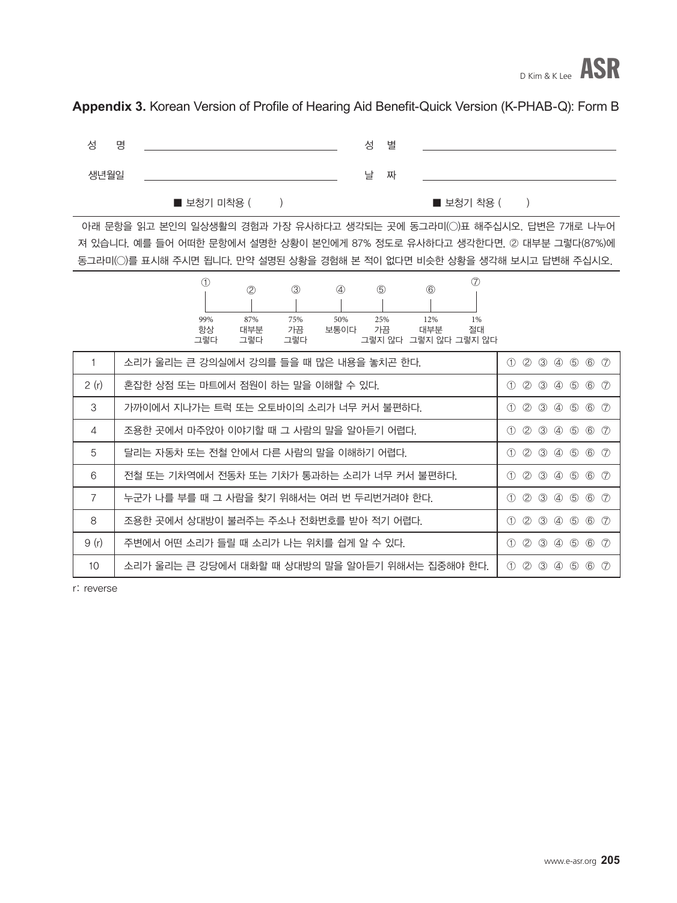**Appendix 3.** Korean Version of Profile of Hearing Aid Benefit-Quick Version (K-PHAB-Q): Form B

| | | | |
|---|---|---|---|
| 성 명 | | 성 별 | |
| 생년월일 | | 날 짜 | |

■ 보청기 미착용 (  )  ■ 보청기 착용 (  )

아래 문항을 읽고 본인의 일상생활의 경험과 가장 유사하다고 생각되는 곳에 동그라미(◯)표 해주십시오. 답변은 7개로 나누어져 있습니다. 예를 들어 어떠한 문항에서 설명한 상황이 본인에게 87% 정도로 유사하다고 생각한다면, ② 대부분 그렇다(87%)에 동그라미(◯)를 표시해 주시면 됩니다. 만약 설명된 상황을 경험해 본 적이 없다면 비슷한 상황을 생각해 보시고 답변해 주십시오.

| ① | ② | ③ | ④ | ⑤ | ⑥ | ⑦ |
|---|---|---|---|---|---|---|
| 99% 항상 그렇다 | 87% 대부분 그렇다 | 75% 가끔 그렇다 | 50% 보통이다 | 25% 가끔 그렇지 않다 | 12% 대부분 그렇지 않다 | 1% 절대 그렇지 않다 |

| | | |
|---|---|---|
| 1 | 소리가 울리는 큰 강의실에서 강의를 들을 때 많은 내용을 놓치곤 한다. | ① ② ③ ④ ⑤ ⑥ ⑦ |
| 2 (r) | 혼잡한 상점 또는 마트에서 점원이 하는 말을 이해할 수 있다. | ① ② ③ ④ ⑤ ⑥ ⑦ |
| 3 | 가까이에서 지나가는 트럭 또는 오토바이의 소리가 너무 커서 불편하다. | ① ② ③ ④ ⑤ ⑥ ⑦ |
| 4 | 조용한 곳에서 마주앉아 이야기할 때 그 사람의 말을 알아듣기 어렵다. | ① ② ③ ④ ⑤ ⑥ ⑦ |
| 5 | 달리는 자동차 또는 전철 안에서 다른 사람의 말을 이해하기 어렵다. | ① ② ③ ④ ⑤ ⑥ ⑦ |
| 6 | 전철 또는 기차역에서 전동차 또는 기차가 통과하는 소리가 너무 커서 불편하다. | ① ② ③ ④ ⑤ ⑥ ⑦ |
| 7 | 누군가 나를 부를 때 그 사람을 찾기 위해서는 여러 번 두리번거려야 한다. | ① ② ③ ④ ⑤ ⑥ ⑦ |
| 8 | 조용한 곳에서 상대방이 불러주는 주소나 전화번호를 받아 적기 어렵다. | ① ② ③ ④ ⑤ ⑥ ⑦ |
| 9 (r) | 주변에서 어떤 소리가 들릴 때 소리가 나는 위치를 쉽게 알 수 있다. | ① ② ③ ④ ⑤ ⑥ ⑦ |
| 10 | 소리가 울리는 큰 강당에서 대화할 때 상대방의 말을 알아듣기 위해서는 집중해야 한다. | ① ② ③ ④ ⑤ ⑥ ⑦ |

r: reverse